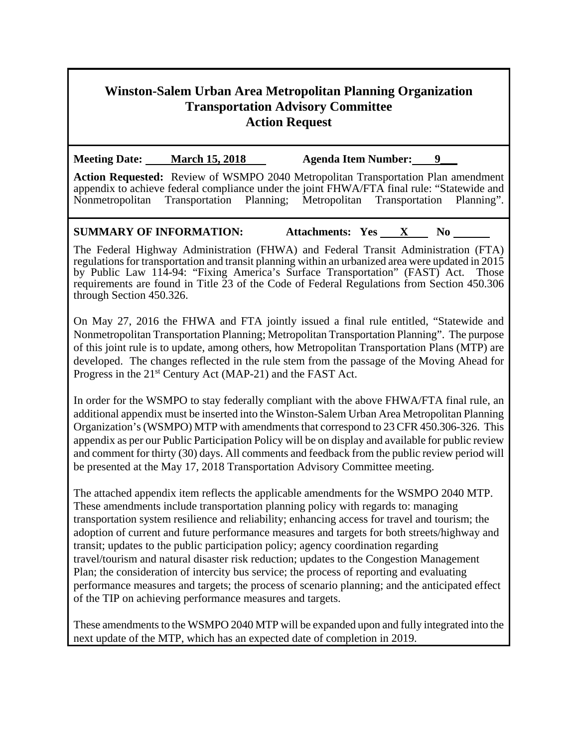# Winston-Salem Urban Area Metropolitan Planning Organization
## Transportation Advisory Committee
## Action Request

**Meeting Date:** March 15, 2018 **Agenda Item Number:** 9

**Action Requested:** Review of WSMPO 2040 Metropolitan Transportation Plan amendment appendix to achieve federal compliance under the joint FHWA/FTA final rule: "Statewide and Nonmetropolitan Transportation Planning; Metropolitan Transportation Planning".

**SUMMARY OF INFORMATION:** **Attachments: Yes** X **No**

The Federal Highway Administration (FHWA) and Federal Transit Administration (FTA) regulations for transportation and transit planning within an urbanized area were updated in 2015 by Public Law 114-94: "Fixing America's Surface Transportation" (FAST) Act. Those requirements are found in Title 23 of the Code of Federal Regulations from Section 450.306 through Section 450.326.

On May 27, 2016 the FHWA and FTA jointly issued a final rule entitled, "Statewide and Nonmetropolitan Transportation Planning; Metropolitan Transportation Planning". The purpose of this joint rule is to update, among others, how Metropolitan Transportation Plans (MTP) are developed. The changes reflected in the rule stem from the passage of the Moving Ahead for Progress in the 21st Century Act (MAP-21) and the FAST Act.

In order for the WSMPO to stay federally compliant with the above FHWA/FTA final rule, an additional appendix must be inserted into the Winston-Salem Urban Area Metropolitan Planning Organization's (WSMPO) MTP with amendments that correspond to 23 CFR 450.306-326. This appendix as per our Public Participation Policy will be on display and available for public review and comment for thirty (30) days. All comments and feedback from the public review period will be presented at the May 17, 2018 Transportation Advisory Committee meeting.

The attached appendix item reflects the applicable amendments for the WSMPO 2040 MTP. These amendments include transportation planning policy with regards to: managing transportation system resilience and reliability; enhancing access for travel and tourism; the adoption of current and future performance measures and targets for both streets/highway and transit; updates to the public participation policy; agency coordination regarding travel/tourism and natural disaster risk reduction; updates to the Congestion Management Plan; the consideration of intercity bus service; the process of reporting and evaluating performance measures and targets; the process of scenario planning; and the anticipated effect of the TIP on achieving performance measures and targets.

These amendments to the WSMPO 2040 MTP will be expanded upon and fully integrated into the next update of the MTP, which has an expected date of completion in 2019.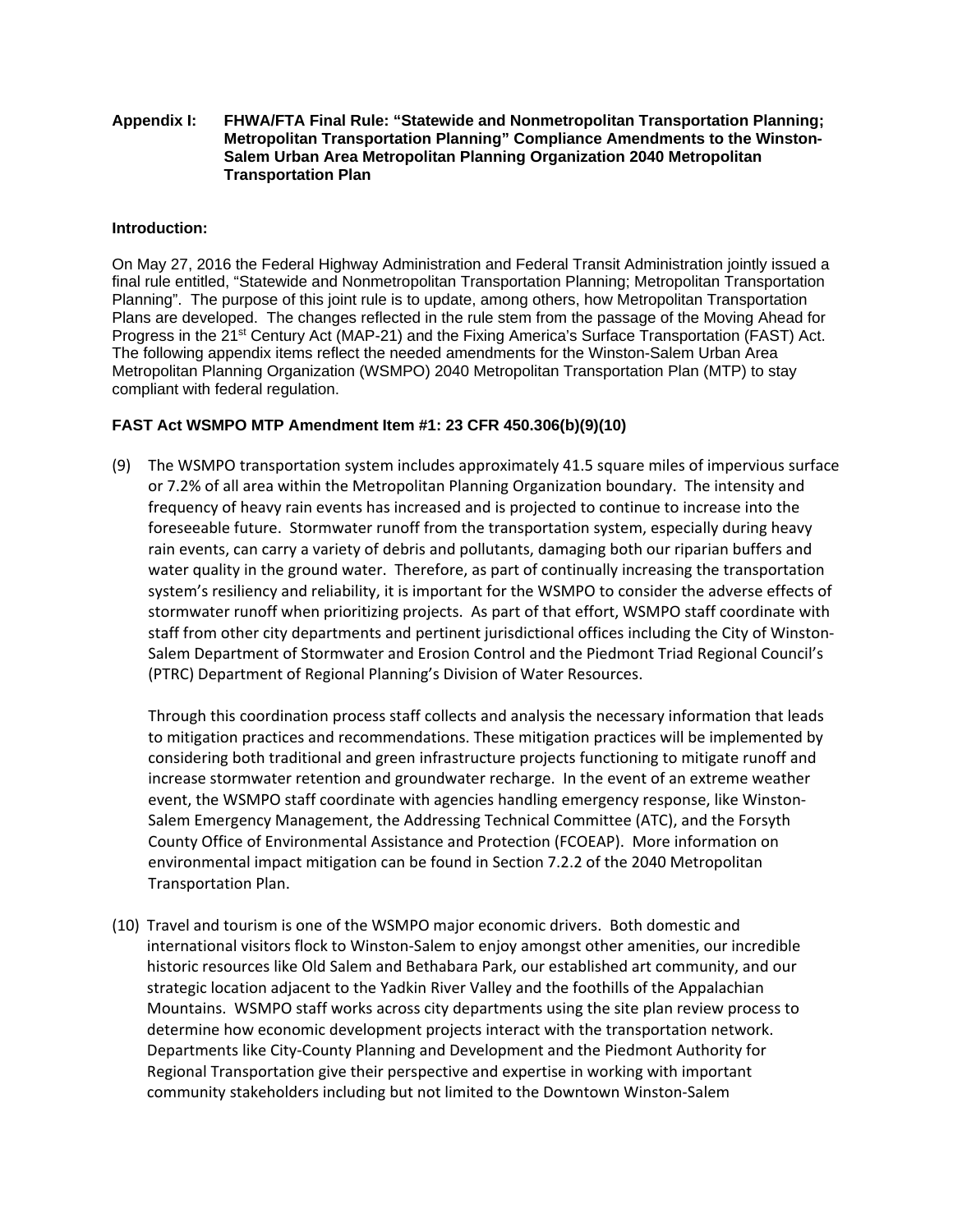**Appendix I: FHWA/FTA Final Rule: "Statewide and Nonmetropolitan Transportation Planning; Metropolitan Transportation Planning" Compliance Amendments to the Winston-Salem Urban Area Metropolitan Planning Organization 2040 Metropolitan Transportation Plan**

**Introduction:**

On May 27, 2016 the Federal Highway Administration and Federal Transit Administration jointly issued a final rule entitled, "Statewide and Nonmetropolitan Transportation Planning; Metropolitan Transportation Planning". The purpose of this joint rule is to update, among others, how Metropolitan Transportation Plans are developed. The changes reflected in the rule stem from the passage of the Moving Ahead for Progress in the 21st Century Act (MAP-21) and the Fixing America's Surface Transportation (FAST) Act. The following appendix items reflect the needed amendments for the Winston-Salem Urban Area Metropolitan Planning Organization (WSMPO) 2040 Metropolitan Transportation Plan (MTP) to stay compliant with federal regulation.

**FAST Act WSMPO MTP Amendment Item #1: 23 CFR 450.306(b)(9)(10)**

(9) The WSMPO transportation system includes approximately 41.5 square miles of impervious surface or 7.2% of all area within the Metropolitan Planning Organization boundary. The intensity and frequency of heavy rain events has increased and is projected to continue to increase into the foreseeable future. Stormwater runoff from the transportation system, especially during heavy rain events, can carry a variety of debris and pollutants, damaging both our riparian buffers and water quality in the ground water. Therefore, as part of continually increasing the transportation system's resiliency and reliability, it is important for the WSMPO to consider the adverse effects of stormwater runoff when prioritizing projects. As part of that effort, WSMPO staff coordinate with staff from other city departments and pertinent jurisdictional offices including the City of Winston-Salem Department of Stormwater and Erosion Control and the Piedmont Triad Regional Council's (PTRC) Department of Regional Planning's Division of Water Resources.

Through this coordination process staff collects and analysis the necessary information that leads to mitigation practices and recommendations. These mitigation practices will be implemented by considering both traditional and green infrastructure projects functioning to mitigate runoff and increase stormwater retention and groundwater recharge. In the event of an extreme weather event, the WSMPO staff coordinate with agencies handling emergency response, like Winston-Salem Emergency Management, the Addressing Technical Committee (ATC), and the Forsyth County Office of Environmental Assistance and Protection (FCOEAP). More information on environmental impact mitigation can be found in Section 7.2.2 of the 2040 Metropolitan Transportation Plan.

(10) Travel and tourism is one of the WSMPO major economic drivers. Both domestic and international visitors flock to Winston-Salem to enjoy amongst other amenities, our incredible historic resources like Old Salem and Bethabara Park, our established art community, and our strategic location adjacent to the Yadkin River Valley and the foothills of the Appalachian Mountains. WSMPO staff works across city departments using the site plan review process to determine how economic development projects interact with the transportation network. Departments like City-County Planning and Development and the Piedmont Authority for Regional Transportation give their perspective and expertise in working with important community stakeholders including but not limited to the Downtown Winston-Salem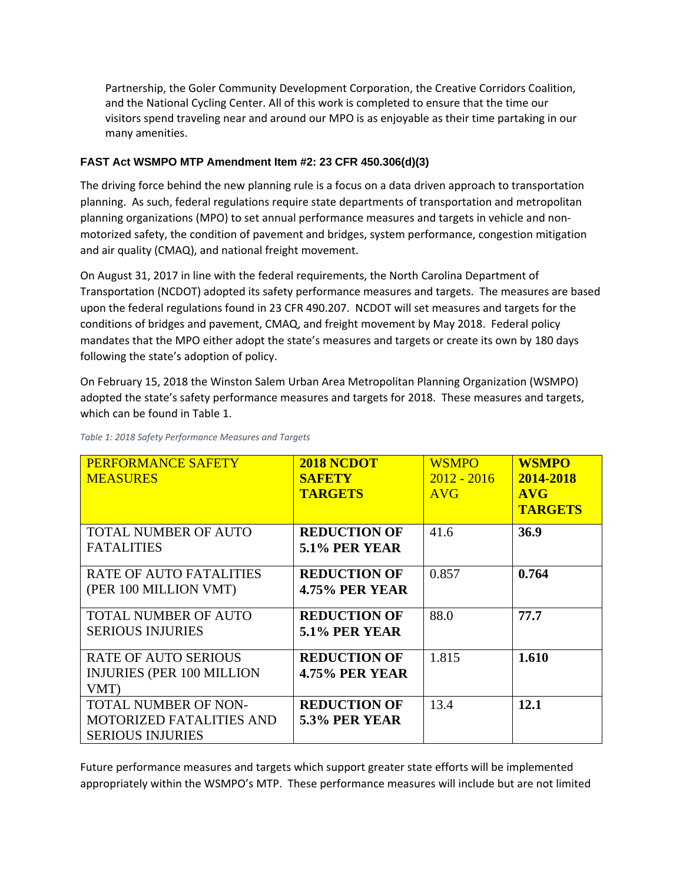Partnership, the Goler Community Development Corporation, the Creative Corridors Coalition, and the National Cycling Center. All of this work is completed to ensure that the time our visitors spend traveling near and around our MPO is as enjoyable as their time partaking in our many amenities.

### FAST Act WSMPO MTP Amendment Item #2: 23 CFR 450.306(d)(3)

The driving force behind the new planning rule is a focus on a data driven approach to transportation planning. As such, federal regulations require state departments of transportation and metropolitan planning organizations (MPO) to set annual performance measures and targets in vehicle and non-motorized safety, the condition of pavement and bridges, system performance, congestion mitigation and air quality (CMAQ), and national freight movement.

On August 31, 2017 in line with the federal requirements, the North Carolina Department of Transportation (NCDOT) adopted its safety performance measures and targets. The measures are based upon the federal regulations found in 23 CFR 490.207. NCDOT will set measures and targets for the conditions of bridges and pavement, CMAQ, and freight movement by May 2018. Federal policy mandates that the MPO either adopt the state's measures and targets or create its own by 180 days following the state's adoption of policy.

On February 15, 2018 the Winston Salem Urban Area Metropolitan Planning Organization (WSMPO) adopted the state's safety performance measures and targets for 2018. These measures and targets, which can be found in Table 1.

*Table 1: 2018 Safety Performance Measures and Targets*

| PERFORMANCE SAFETY MEASURES | **2018 NCDOT SAFETY TARGETS** | WSMPO 2012 - 2016 AVG | **WSMPO 2014-2018 AVG TARGETS** |
|---|---|---|---|
| TOTAL NUMBER OF AUTO FATALITIES | **REDUCTION OF 5.1% PER YEAR** | 41.6 | **36.9** |
| RATE OF AUTO FATALITIES (PER 100 MILLION VMT) | **REDUCTION OF 4.75% PER YEAR** | 0.857 | **0.764** |
| TOTAL NUMBER OF AUTO SERIOUS INJURIES | **REDUCTION OF 5.1% PER YEAR** | 88.0 | **77.7** |
| RATE OF AUTO SERIOUS INJURIES (PER 100 MILLION VMT) | **REDUCTION OF 4.75% PER YEAR** | 1.815 | **1.610** |
| TOTAL NUMBER OF NON-MOTORIZED FATALITIES AND SERIOUS INJURIES | **REDUCTION OF 5.3% PER YEAR** | 13.4 | **12.1** |

Future performance measures and targets which support greater state efforts will be implemented appropriately within the WSMPO's MTP. These performance measures will include but are not limited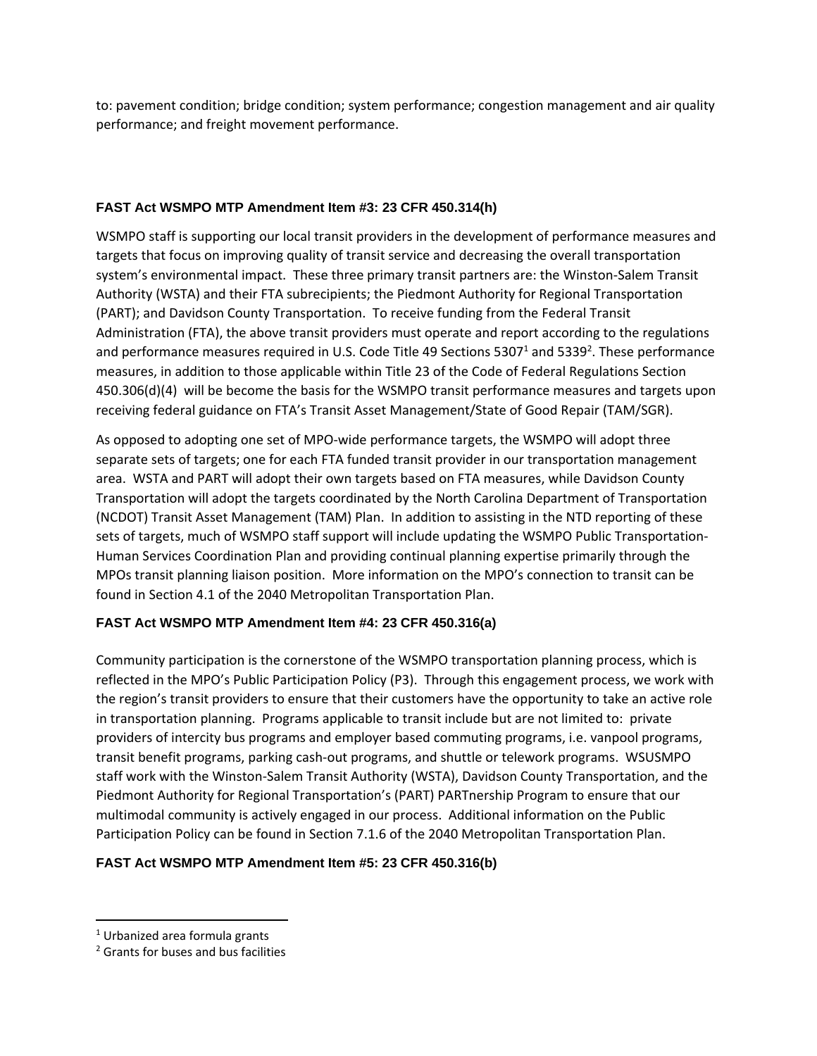to: pavement condition; bridge condition; system performance; congestion management and air quality performance; and freight movement performance.

### FAST Act WSMPO MTP Amendment Item #3: 23 CFR 450.314(h)

WSMPO staff is supporting our local transit providers in the development of performance measures and targets that focus on improving quality of transit service and decreasing the overall transportation system's environmental impact. These three primary transit partners are: the Winston-Salem Transit Authority (WSTA) and their FTA subrecipients; the Piedmont Authority for Regional Transportation (PART); and Davidson County Transportation. To receive funding from the Federal Transit Administration (FTA), the above transit providers must operate and report according to the regulations and performance measures required in U.S. Code Title 49 Sections 5307[1] and 5339[2]. These performance measures, in addition to those applicable within Title 23 of the Code of Federal Regulations Section 450.306(d)(4) will be become the basis for the WSMPO transit performance measures and targets upon receiving federal guidance on FTA's Transit Asset Management/State of Good Repair (TAM/SGR).

As opposed to adopting one set of MPO-wide performance targets, the WSMPO will adopt three separate sets of targets; one for each FTA funded transit provider in our transportation management area. WSTA and PART will adopt their own targets based on FTA measures, while Davidson County Transportation will adopt the targets coordinated by the North Carolina Department of Transportation (NCDOT) Transit Asset Management (TAM) Plan. In addition to assisting in the NTD reporting of these sets of targets, much of WSMPO staff support will include updating the WSMPO Public Transportation-Human Services Coordination Plan and providing continual planning expertise primarily through the MPOs transit planning liaison position. More information on the MPO's connection to transit can be found in Section 4.1 of the 2040 Metropolitan Transportation Plan.

### FAST Act WSMPO MTP Amendment Item #4: 23 CFR 450.316(a)

Community participation is the cornerstone of the WSMPO transportation planning process, which is reflected in the MPO's Public Participation Policy (P3). Through this engagement process, we work with the region's transit providers to ensure that their customers have the opportunity to take an active role in transportation planning. Programs applicable to transit include but are not limited to: private providers of intercity bus programs and employer based commuting programs, i.e. vanpool programs, transit benefit programs, parking cash-out programs, and shuttle or telework programs. WSUSMPO staff work with the Winston-Salem Transit Authority (WSTA), Davidson County Transportation, and the Piedmont Authority for Regional Transportation's (PART) PARTnership Program to ensure that our multimodal community is actively engaged in our process. Additional information on the Public Participation Policy can be found in Section 7.1.6 of the 2040 Metropolitan Transportation Plan.

### FAST Act WSMPO MTP Amendment Item #5: 23 CFR 450.316(b)

---

[1] Urbanized area formula grants

[2] Grants for buses and bus facilities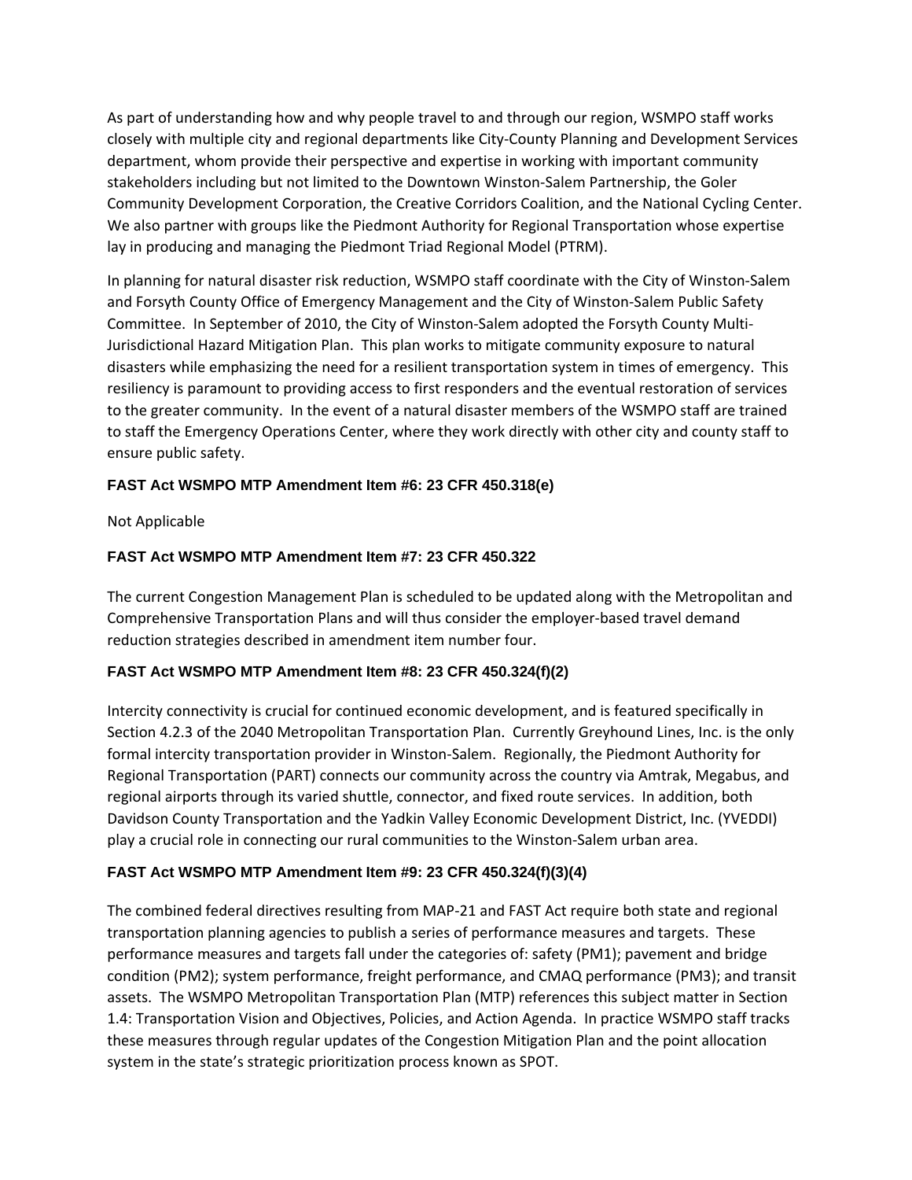As part of understanding how and why people travel to and through our region, WSMPO staff works closely with multiple city and regional departments like City-County Planning and Development Services department, whom provide their perspective and expertise in working with important community stakeholders including but not limited to the Downtown Winston-Salem Partnership, the Goler Community Development Corporation, the Creative Corridors Coalition, and the National Cycling Center. We also partner with groups like the Piedmont Authority for Regional Transportation whose expertise lay in producing and managing the Piedmont Triad Regional Model (PTRM).

In planning for natural disaster risk reduction, WSMPO staff coordinate with the City of Winston-Salem and Forsyth County Office of Emergency Management and the City of Winston-Salem Public Safety Committee. In September of 2010, the City of Winston-Salem adopted the Forsyth County Multi-Jurisdictional Hazard Mitigation Plan. This plan works to mitigate community exposure to natural disasters while emphasizing the need for a resilient transportation system in times of emergency. This resiliency is paramount to providing access to first responders and the eventual restoration of services to the greater community. In the event of a natural disaster members of the WSMPO staff are trained to staff the Emergency Operations Center, where they work directly with other city and county staff to ensure public safety.

### FAST Act WSMPO MTP Amendment Item #6: 23 CFR 450.318(e)

Not Applicable

### FAST Act WSMPO MTP Amendment Item #7: 23 CFR 450.322

The current Congestion Management Plan is scheduled to be updated along with the Metropolitan and Comprehensive Transportation Plans and will thus consider the employer-based travel demand reduction strategies described in amendment item number four.

### FAST Act WSMPO MTP Amendment Item #8: 23 CFR 450.324(f)(2)

Intercity connectivity is crucial for continued economic development, and is featured specifically in Section 4.2.3 of the 2040 Metropolitan Transportation Plan. Currently Greyhound Lines, Inc. is the only formal intercity transportation provider in Winston-Salem. Regionally, the Piedmont Authority for Regional Transportation (PART) connects our community across the country via Amtrak, Megabus, and regional airports through its varied shuttle, connector, and fixed route services. In addition, both Davidson County Transportation and the Yadkin Valley Economic Development District, Inc. (YVEDDI) play a crucial role in connecting our rural communities to the Winston-Salem urban area.

### FAST Act WSMPO MTP Amendment Item #9: 23 CFR 450.324(f)(3)(4)

The combined federal directives resulting from MAP-21 and FAST Act require both state and regional transportation planning agencies to publish a series of performance measures and targets. These performance measures and targets fall under the categories of: safety (PM1); pavement and bridge condition (PM2); system performance, freight performance, and CMAQ performance (PM3); and transit assets. The WSMPO Metropolitan Transportation Plan (MTP) references this subject matter in Section 1.4: Transportation Vision and Objectives, Policies, and Action Agenda. In practice WSMPO staff tracks these measures through regular updates of the Congestion Mitigation Plan and the point allocation system in the state's strategic prioritization process known as SPOT.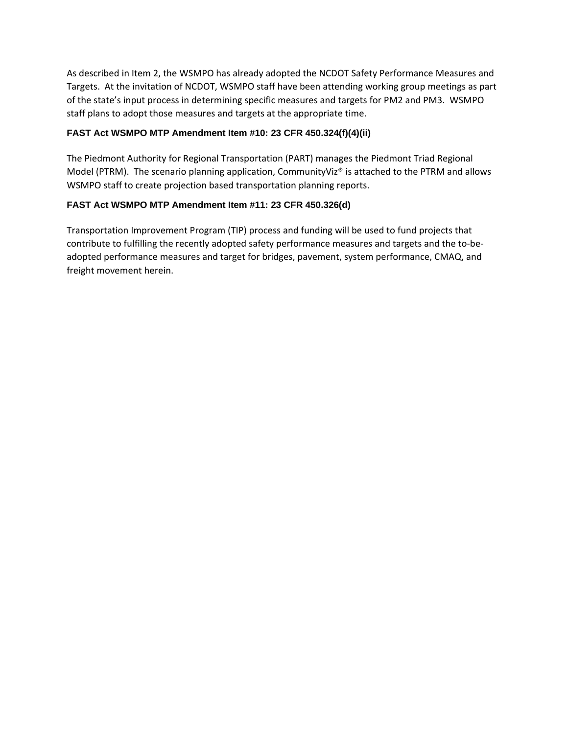As described in Item 2, the WSMPO has already adopted the NCDOT Safety Performance Measures and Targets. At the invitation of NCDOT, WSMPO staff have been attending working group meetings as part of the state's input process in determining specific measures and targets for PM2 and PM3. WSMPO staff plans to adopt those measures and targets at the appropriate time.

### FAST Act WSMPO MTP Amendment Item #10: 23 CFR 450.324(f)(4)(ii)

The Piedmont Authority for Regional Transportation (PART) manages the Piedmont Triad Regional Model (PTRM). The scenario planning application, CommunityViz® is attached to the PTRM and allows WSMPO staff to create projection based transportation planning reports.

### FAST Act WSMPO MTP Amendment Item #11: 23 CFR 450.326(d)

Transportation Improvement Program (TIP) process and funding will be used to fund projects that contribute to fulfilling the recently adopted safety performance measures and targets and the to-be-adopted performance measures and target for bridges, pavement, system performance, CMAQ, and freight movement herein.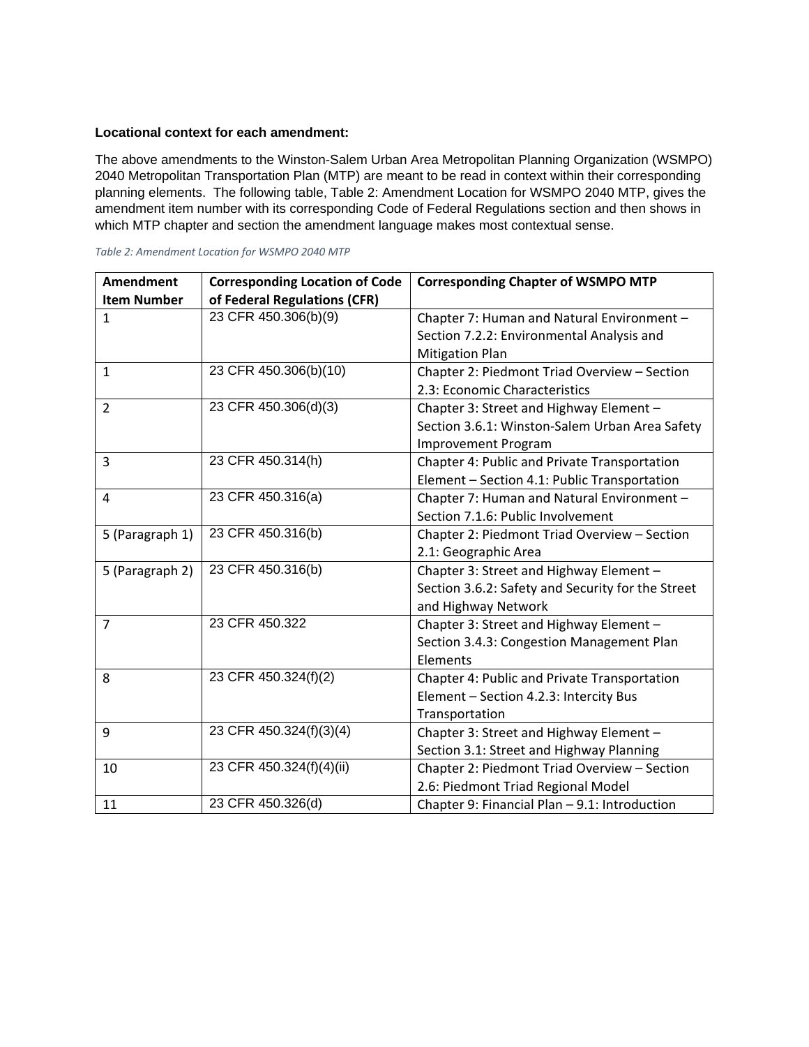**Locational context for each amendment:**

The above amendments to the Winston-Salem Urban Area Metropolitan Planning Organization (WSMPO) 2040 Metropolitan Transportation Plan (MTP) are meant to be read in context within their corresponding planning elements. The following table, Table 2: Amendment Location for WSMPO 2040 MTP, gives the amendment item number with its corresponding Code of Federal Regulations section and then shows in which MTP chapter and section the amendment language makes most contextual sense.

*Table 2: Amendment Location for WSMPO 2040 MTP*

| Amendment Item Number | Corresponding Location of Code of Federal Regulations (CFR) | Corresponding Chapter of WSMPO MTP |
|---|---|---|
| 1 | 23 CFR 450.306(b)(9) | Chapter 7: Human and Natural Environment – Section 7.2.2: Environmental Analysis and Mitigation Plan |
| 1 | 23 CFR 450.306(b)(10) | Chapter 2: Piedmont Triad Overview – Section 2.3: Economic Characteristics |
| 2 | 23 CFR 450.306(d)(3) | Chapter 3: Street and Highway Element – Section 3.6.1: Winston-Salem Urban Area Safety Improvement Program |
| 3 | 23 CFR 450.314(h) | Chapter 4: Public and Private Transportation Element – Section 4.1: Public Transportation |
| 4 | 23 CFR 450.316(a) | Chapter 7: Human and Natural Environment – Section 7.1.6: Public Involvement |
| 5 (Paragraph 1) | 23 CFR 450.316(b) | Chapter 2: Piedmont Triad Overview – Section 2.1: Geographic Area |
| 5 (Paragraph 2) | 23 CFR 450.316(b) | Chapter 3: Street and Highway Element – Section 3.6.2: Safety and Security for the Street and Highway Network |
| 7 | 23 CFR 450.322 | Chapter 3: Street and Highway Element – Section 3.4.3: Congestion Management Plan Elements |
| 8 | 23 CFR 450.324(f)(2) | Chapter 4: Public and Private Transportation Element – Section 4.2.3: Intercity Bus Transportation |
| 9 | 23 CFR 450.324(f)(3)(4) | Chapter 3: Street and Highway Element – Section 3.1: Street and Highway Planning |
| 10 | 23 CFR 450.324(f)(4)(ii) | Chapter 2: Piedmont Triad Overview – Section 2.6: Piedmont Triad Regional Model |
| 11 | 23 CFR 450.326(d) | Chapter 9: Financial Plan – 9.1: Introduction |